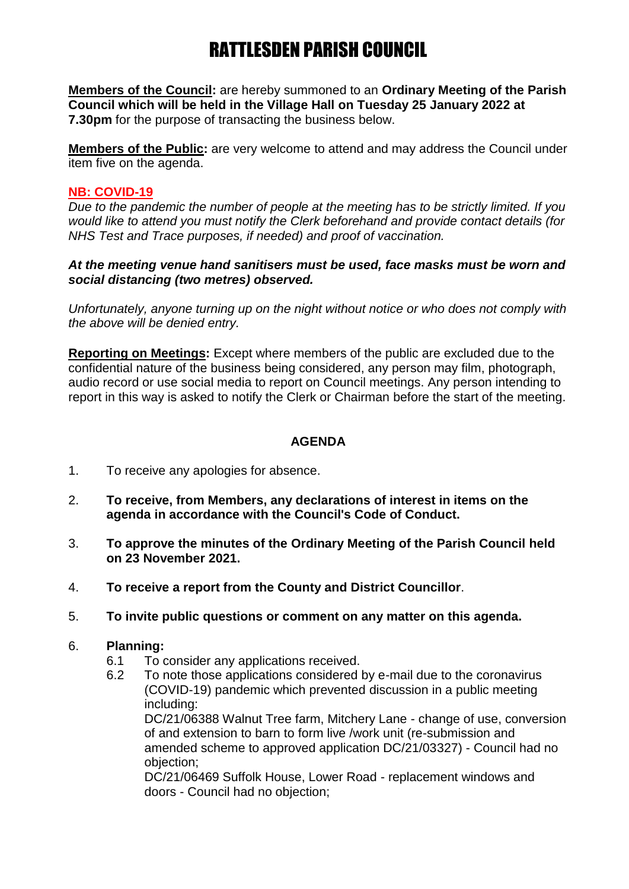# RATTLESDEN PARISH COUNCIL

**Members of the Council:** are hereby summoned to an **Ordinary Meeting of the Parish Council which will be held in the Village Hall on Tuesday 25 January 2022 at 7.30pm** for the purpose of transacting the business below.

**Members of the Public:** are very welcome to attend and may address the Council under item five on the agenda.

**NB: COVID-19**

*Due to the pandemic the number of people at the meeting has to be strictly limited. If you would like to attend you must notify the Clerk beforehand and provide contact details (for NHS Test and Trace purposes, if needed) and proof of vaccination.*

***At the meeting venue hand sanitisers must be used, face masks must be worn and social distancing (two metres) observed.***

*Unfortunately, anyone turning up on the night without notice or who does not comply with the above will be denied entry.*

**Reporting on Meetings:** Except where members of the public are excluded due to the confidential nature of the business being considered, any person may film, photograph, audio record or use social media to report on Council meetings. Any person intending to report in this way is asked to notify the Clerk or Chairman before the start of the meeting.

## AGENDA

1. To receive any apologies for absence.
2. **To receive, from Members, any declarations of interest in items on the agenda in accordance with the Council's Code of Conduct.**
3. **To approve the minutes of the Ordinary Meeting of the Parish Council held on 23 November 2021.**
4. **To receive a report from the County and District Councillor**.
5. **To invite public questions or comment on any matter on this agenda.**
6. **Planning:**
   - 6.1 To consider any applications received.
   - 6.2 To note those applications considered by e-mail due to the coronavirus (COVID-19) pandemic which prevented discussion in a public meeting including:

     DC/21/06388 Walnut Tree farm, Mitchery Lane - change of use, conversion of and extension to barn to form live /work unit (re-submission and amended scheme to approved application DC/21/03327) - Council had no objection;

     DC/21/06469 Suffolk House, Lower Road - replacement windows and doors - Council had no objection;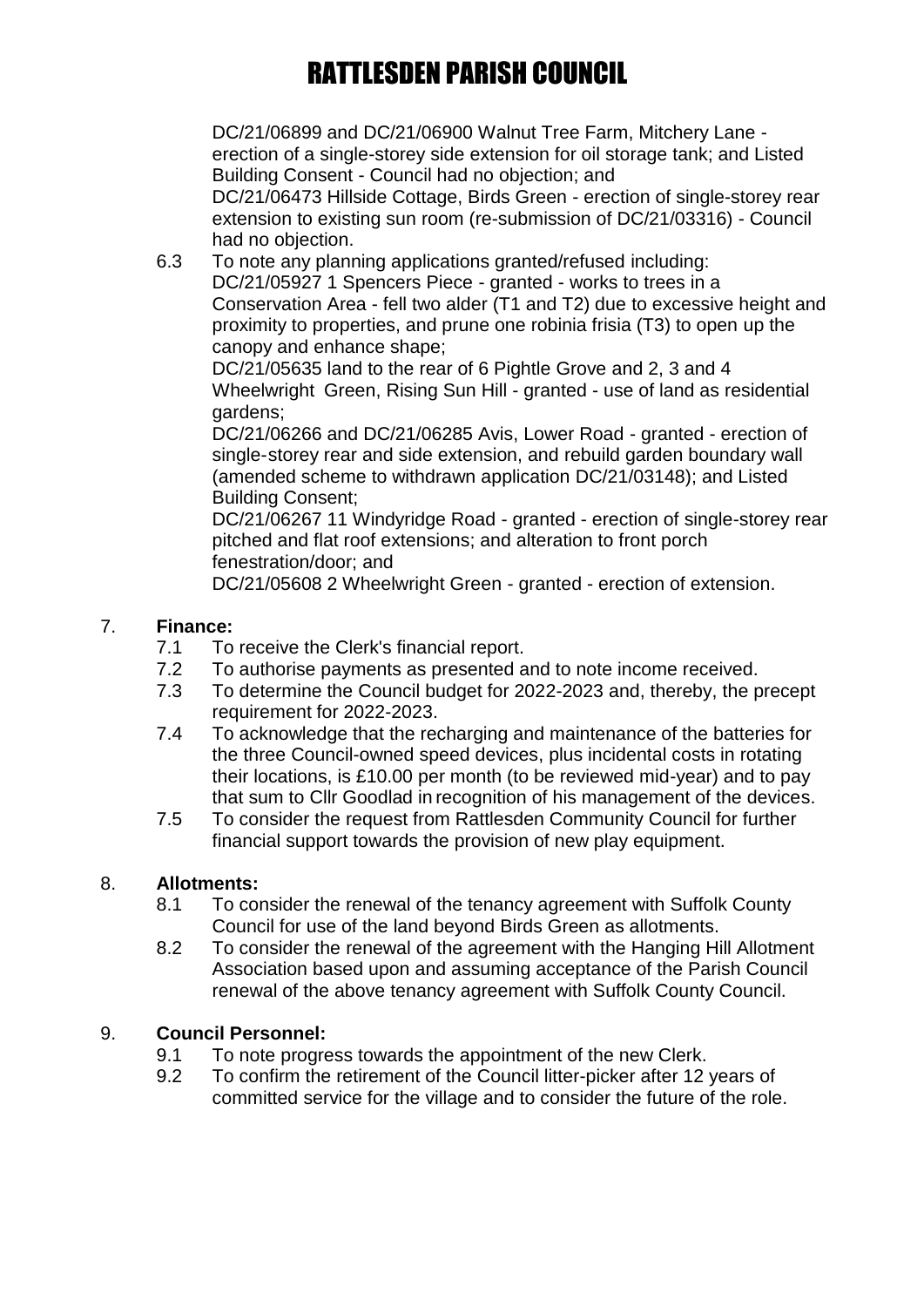DC/21/06899 and DC/21/06900 Walnut Tree Farm, Mitchery Lane - erection of a single-storey side extension for oil storage tank; and Listed Building Consent - Council had no objection; and
DC/21/06473 Hillside Cottage, Birds Green - erection of single-storey rear extension to existing sun room (re-submission of DC/21/03316) - Council had no objection.

6.3 To note any planning applications granted/refused including:
DC/21/05927 1 Spencers Piece - granted - works to trees in a Conservation Area - fell two alder (T1 and T2) due to excessive height and proximity to properties, and prune one robinia frisia (T3) to open up the canopy and enhance shape;
DC/21/05635 land to the rear of 6 Pightle Grove and 2, 3 and 4 Wheelwright Green, Rising Sun Hill - granted - use of land as residential gardens;
DC/21/06266 and DC/21/06285 Avis, Lower Road - granted - erection of single-storey rear and side extension, and rebuild garden boundary wall (amended scheme to withdrawn application DC/21/03148); and Listed Building Consent;
DC/21/06267 11 Windyridge Road - granted - erection of single-storey rear pitched and flat roof extensions; and alteration to front porch fenestration/door; and
DC/21/05608 2 Wheelwright Green - granted - erection of extension.

7. **Finance:**
   - 7.1 To receive the Clerk's financial report.
   - 7.2 To authorise payments as presented and to note income received.
   - 7.3 To determine the Council budget for 2022-2023 and, thereby, the precept requirement for 2022-2023.
   - 7.4 To acknowledge that the recharging and maintenance of the batteries for the three Council-owned speed devices, plus incidental costs in rotating their locations, is £10.00 per month (to be reviewed mid-year) and to pay that sum to Cllr Goodlad in recognition of his management of the devices.
   - 7.5 To consider the request from Rattlesden Community Council for further financial support towards the provision of new play equipment.

8. **Allotments:**
   - 8.1 To consider the renewal of the tenancy agreement with Suffolk County Council for use of the land beyond Birds Green as allotments.
   - 8.2 To consider the renewal of the agreement with the Hanging Hill Allotment Association based upon and assuming acceptance of the Parish Council renewal of the above tenancy agreement with Suffolk County Council.

9. **Council Personnel:**
   - 9.1 To note progress towards the appointment of the new Clerk.
   - 9.2 To confirm the retirement of the Council litter-picker after 12 years of committed service for the village and to consider the future of the role.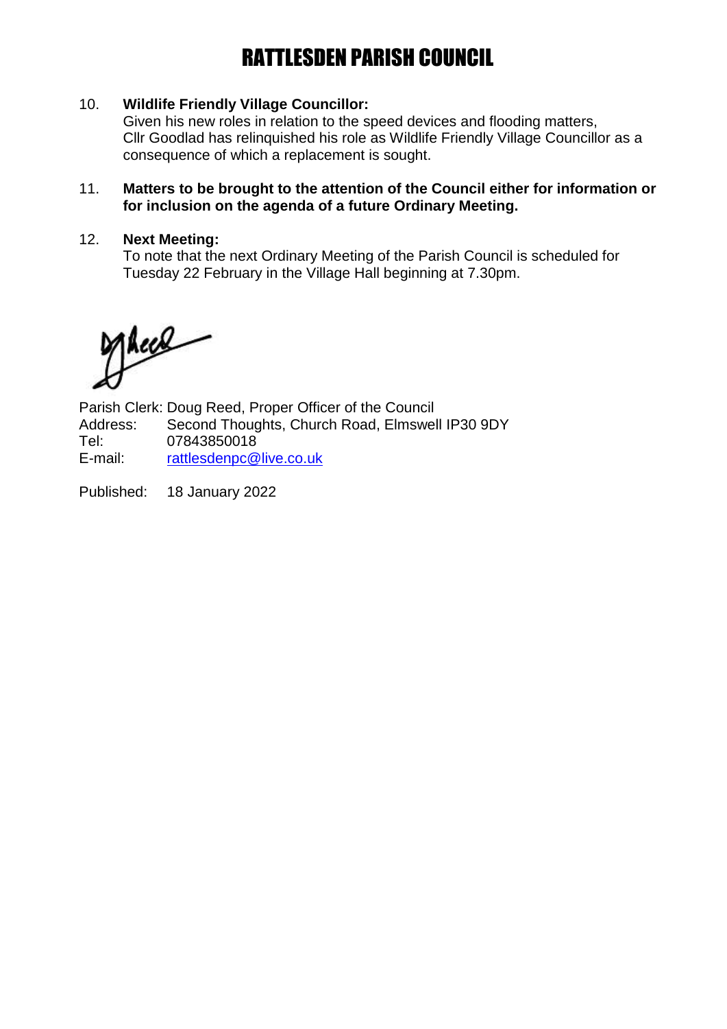# RATTLESDEN PARISH COUNCIL

10. **Wildlife Friendly Village Councillor:**
    Given his new roles in relation to the speed devices and flooding matters, Cllr Goodlad has relinquished his role as Wildlife Friendly Village Councillor as a consequence of which a replacement is sought.

11. **Matters to be brought to the attention of the Council either for information or for inclusion on the agenda of a future Ordinary Meeting.**

12. **Next Meeting:**
    To note that the next Ordinary Meeting of the Parish Council is scheduled for Tuesday 22 February in the Village Hall beginning at 7.30pm.

Parish Clerk: Doug Reed, Proper Officer of the Council
Address: Second Thoughts, Church Road, Elmswell IP30 9DY
Tel: 07843850018
E-mail: rattlesdenpc@live.co.uk

Published: 18 January 2022